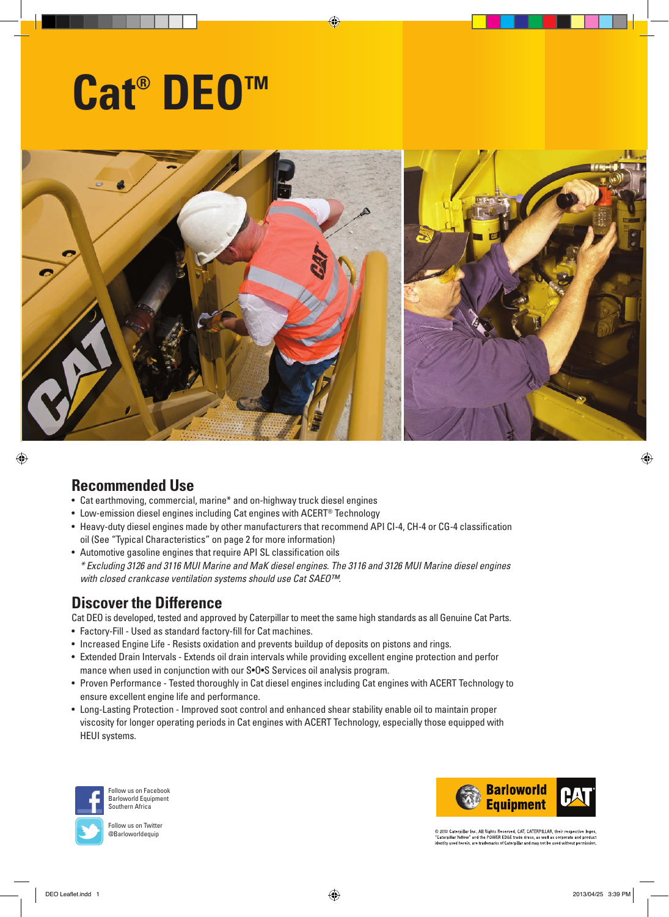# Cat® DEO™

## Recommended Use

- Cat earthmoving, commercial, marine* and on-highway truck diesel engines
- Low-emission diesel engines including Cat engines with ACERT® Technology
- Heavy-duty diesel engines made by other manufacturers that recommend API CI-4, CH-4 or CG-4 classification oil (See "Typical Characteristics" on page 2 for more information)
- Automotive gasoline engines that require API SL classification oils

  *\* Excluding 3126 and 3116 MUI Marine and MaK diesel engines. The 3116 and 3126 MUI Marine diesel engines with closed crankcase ventilation systems should use Cat SAEO™.*

## Discover the Difference

Cat DEO is developed, tested and approved by Caterpillar to meet the same high standards as all Genuine Cat Parts.

- Factory-Fill - Used as standard factory-fill for Cat machines.
- Increased Engine Life - Resists oxidation and prevents buildup of deposits on pistons and rings.
- Extended Drain Intervals - Extends oil drain intervals while providing excellent engine protection and perfor mance when used in conjunction with our S•O•S Services oil analysis program.
- Proven Performance - Tested thoroughly in Cat diesel engines including Cat engines with ACERT Technology to ensure excellent engine life and performance.
- Long-Lasting Protection - Improved soot control and enhanced shear stability enable oil to maintain proper viscosity for longer operating periods in Cat engines with ACERT Technology, especially those equipped with HEUI systems.

Follow us on Facebook
Barloworld Equipment
Southern Africa

Follow us on Twitter
@Barloworldequip

Barloworld Equipment

© 2013 Caterpillar Inc. All Rights Reserved. CAT, CATERPILLAR, their respective logos, "Caterpillar Yellow" and the POWER EDGE trade dress, as well as corporate and product identity used herein, are trademarks of Caterpillar and may not be used without permission.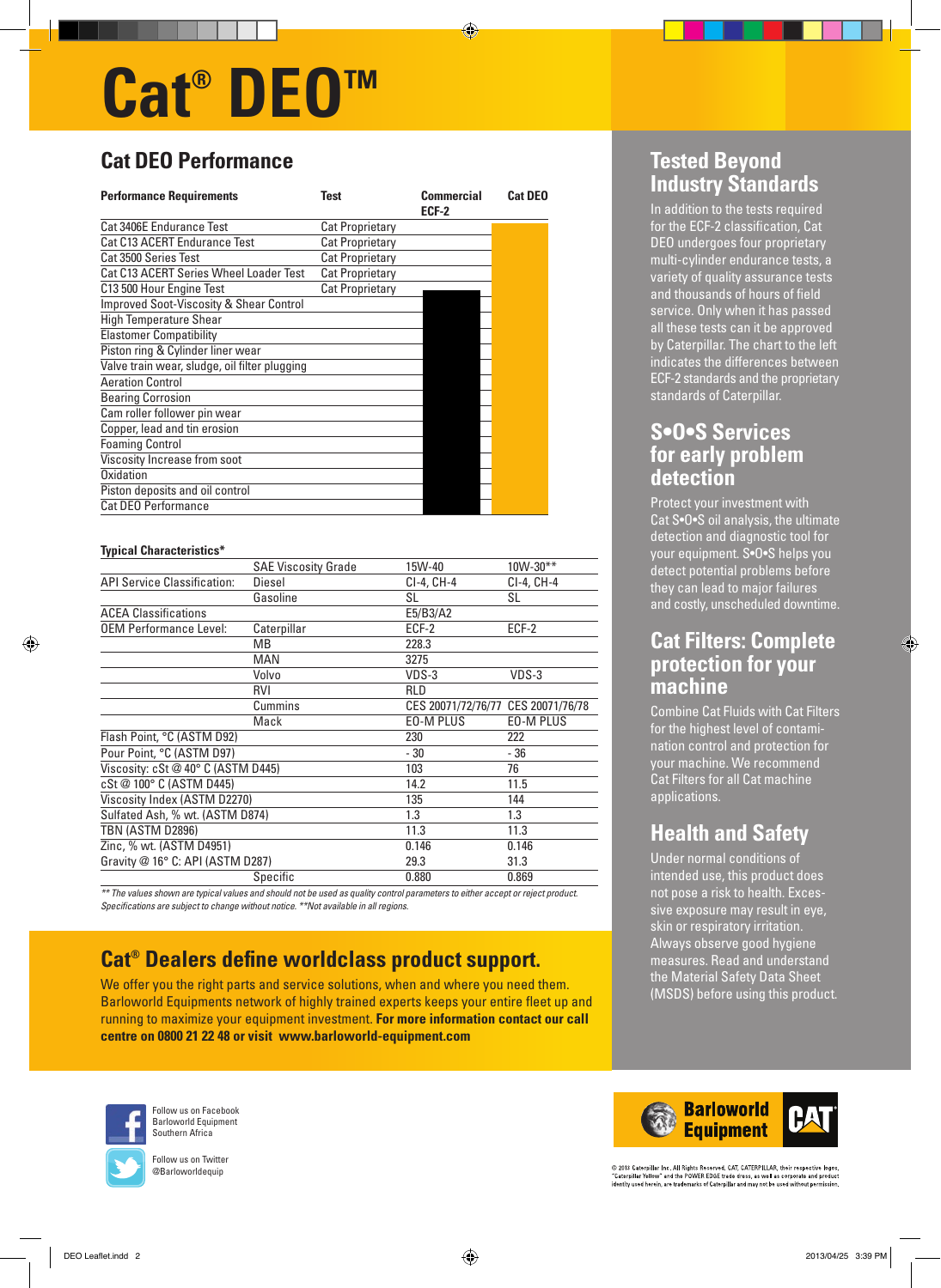# Cat® DEO™

## Cat DEO Performance

| Performance Requirements | Test | Commercial ECF-2 | Cat DEO |
|---|---|---|---|
| Cat 3406E Endurance Test | Cat Proprietary | | |
| Cat C13 ACERT Endurance Test | Cat Proprietary | | |
| Cat 3500 Series Test | Cat Proprietary | | |
| Cat C13 ACERT Series Wheel Loader Test | Cat Proprietary | | |
| C13 500 Hour Engine Test | Cat Proprietary | | |
| Improved Soot-Viscosity & Shear Control | | | |
| High Temperature Shear | | | |
| Elastomer Compatibility | | | |
| Piston ring & Cylinder liner wear | | | |
| Valve train wear, sludge, oil filter plugging | | | |
| Aeration Control | | | |
| Bearing Corrosion | | | |
| Cam roller follower pin wear | | | |
| Copper, lead and tin erosion | | | |
| Foaming Control | | | |
| Viscosity Increase from soot | | | |
| Oxidation | | | |
| Piston deposits and oil control | | | |
| Cat DEO Performance | | | |

### Typical Characteristics*

| | | | |
|---|---|---|---|
| | SAE Viscosity Grade | 15W-40 | 10W-30** |
| API Service Classification: | Diesel | CI-4, CH-4 | CI-4, CH-4 |
| | Gasoline | SL | SL |
| ACEA Classifications | | E5/B3/A2 | |
| OEM Performance Level: | Caterpillar | ECF-2 | ECF-2 |
| | MB | 228.3 | |
| | MAN | 3275 | |
| | Volvo | VDS-3 | VDS-3 |
| | RVI | RLD | |
| | Cummins | CES 20071/72/76/77 | CES 20071/76/78 |
| | Mack | EO-M PLUS | EO-M PLUS |
| Flash Point, °C (ASTM D92) | | 230 | 222 |
| Pour Point, °C (ASTM D97) | | - 30 | - 36 |
| Viscosity: cSt @ 40° C (ASTM D445) | | 103 | 76 |
| cSt @ 100° C (ASTM D445) | | 14.2 | 11.5 |
| Viscosity Index (ASTM D2270) | | 135 | 144 |
| Sulfated Ash, % wt. (ASTM D874) | | 1.3 | 1.3 |
| TBN (ASTM D2896) | | 11.3 | 11.3 |
| Zinc, % wt. (ASTM D4951) | | 0.146 | 0.146 |
| Gravity @ 16° C: API (ASTM D287) | | 29.3 | 31.3 |
| | Specific | 0.880 | 0.869 |

*\*\* The values shown are typical values and should not be used as quality control parameters to either accept or reject product. Specifications are subject to change without notice. \*\*Not available in all regions.*

## Cat® Dealers define worldclass product support.

We offer you the right parts and service solutions, when and where you need them. Barloworld Equipments network of highly trained experts keeps your entire fleet up and running to maximize your equipment investment. **For more information contact our call centre on 0800 21 22 48 or visit www.barloworld-equipment.com**

## Tested Beyond Industry Standards

In addition to the tests required for the ECF-2 classification, Cat DEO undergoes four proprietary multi-cylinder endurance tests, a variety of quality assurance tests and thousands of hours of field service. Only when it has passed all these tests can it be approved by Caterpillar. The chart to the left indicates the differences between ECF-2 standards and the proprietary standards of Caterpillar.

## S•O•S Services for early problem detection

Protect your investment with Cat S•O•S oil analysis, the ultimate detection and diagnostic tool for your equipment. S•O•S helps you detect potential problems before they can lead to major failures and costly, unscheduled downtime.

## Cat Filters: Complete protection for your machine

Combine Cat Fluids with Cat Filters for the highest level of contamination control and protection for your machine. We recommend Cat Filters for all Cat machine applications.

## Health and Safety

Under normal conditions of intended use, this product does not pose a risk to health. Excessive exposure may result in eye, skin or respiratory irritation. Always observe good hygiene measures. Read and understand the Material Safety Data Sheet (MSDS) before using this product.

Follow us on Facebook
Barloworld Equipment
Southern Africa

Follow us on Twitter
@Barloworldequip

Barloworld Equipment CAT

© 2013 Caterpillar Inc. All Rights Reserved. CAT, CATERPILLAR, their respective logos, "Caterpillar Yellow" and the POWER EDGE trade dress, as well as corporate and product identity used herein, are trademarks of Caterpillar and may not be used without permission.